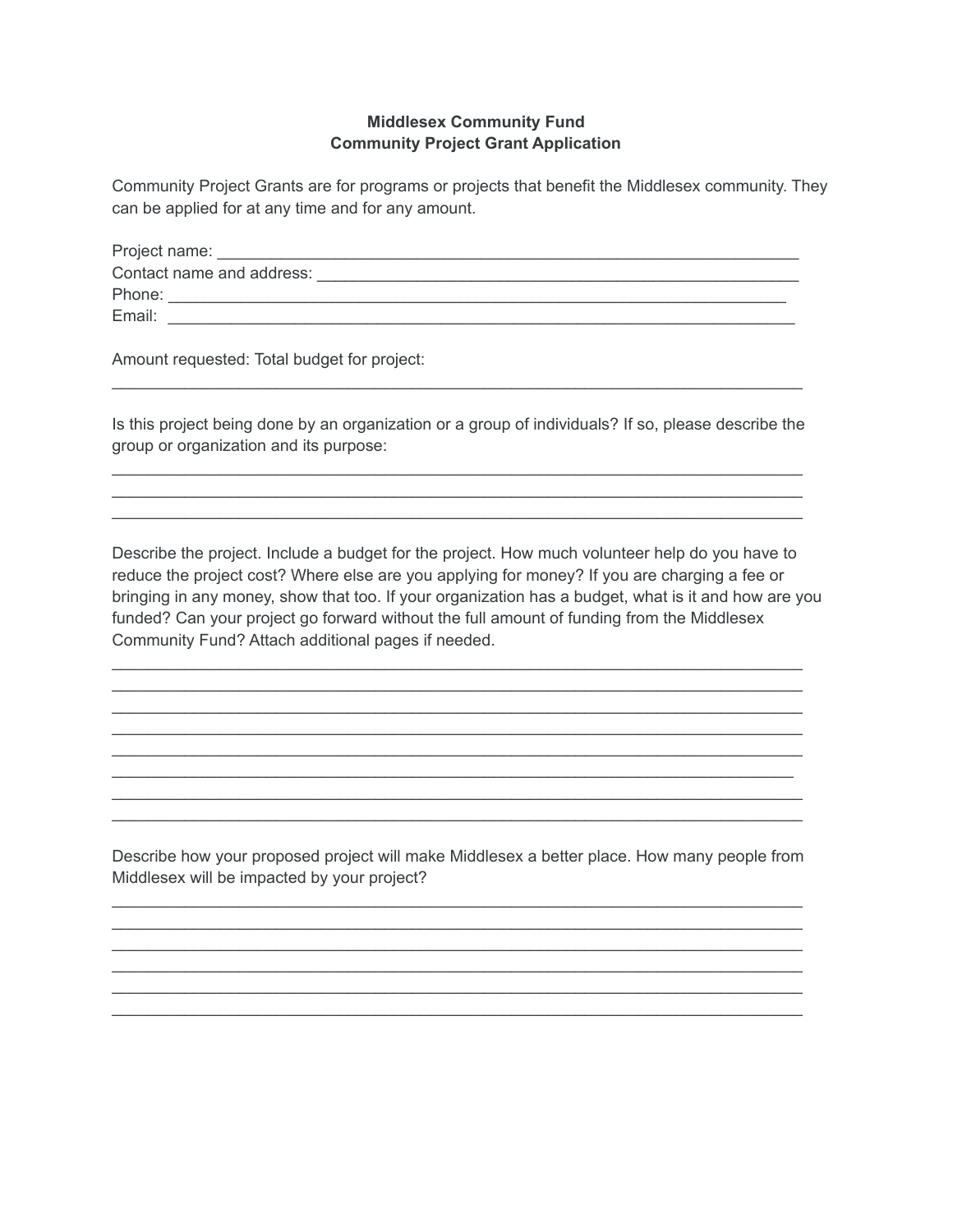**Middlesex Community Fund**
**Community Project Grant Application**

Community Project Grants are for programs or projects that benefit the Middlesex community. They can be applied for at any time and for any amount.

Project name: ___________________________________________________________________
Contact name and address: ______________________________________________________
Phone: _______________________________________________________________________
Email: ________________________________________________________________________

Amount requested: Total budget for project:
_____________________________________________________________________________

Is this project being done by an organization or a group of individuals? If so, please describe the group or organization and its purpose:

_____________________________________________________________________________
_____________________________________________________________________________
_____________________________________________________________________________

Describe the project. Include a budget for the project. How much volunteer help do you have to reduce the project cost? Where else are you applying for money? If you are charging a fee or bringing in any money, show that too. If your organization has a budget, what is it and how are you funded? Can your project go forward without the full amount of funding from the Middlesex Community Fund? Attach additional pages if needed.

_____________________________________________________________________________
_____________________________________________________________________________
_____________________________________________________________________________
_____________________________________________________________________________
_____________________________________________________________________________
_____________________________________________________________________________
_____________________________________________________________________________
_____________________________________________________________________________

Describe how your proposed project will make Middlesex a better place. How many people from Middlesex will be impacted by your project?

_____________________________________________________________________________
_____________________________________________________________________________
_____________________________________________________________________________
_____________________________________________________________________________
_____________________________________________________________________________
_____________________________________________________________________________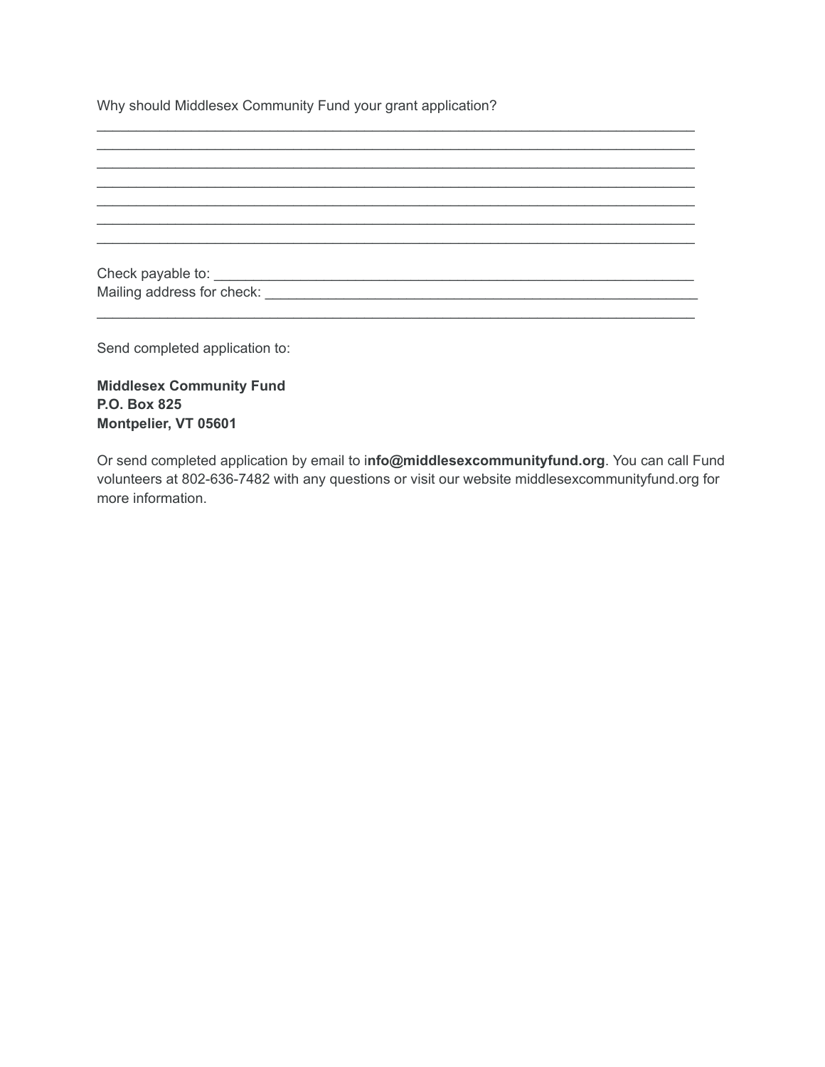Why should Middlesex Community Fund your grant application?

\_\_\_\_\_\_\_\_\_\_\_\_\_\_\_\_\_\_\_\_\_\_\_\_\_\_\_\_\_\_\_\_\_\_\_\_\_\_\_\_\_\_\_\_\_\_\_\_\_\_\_\_\_\_\_\_\_\_\_\_\_\_\_\_\_\_\_\_\_\_\_\_\_\_\_\_
\_\_\_\_\_\_\_\_\_\_\_\_\_\_\_\_\_\_\_\_\_\_\_\_\_\_\_\_\_\_\_\_\_\_\_\_\_\_\_\_\_\_\_\_\_\_\_\_\_\_\_\_\_\_\_\_\_\_\_\_\_\_\_\_\_\_\_\_\_\_\_\_\_\_\_\_
\_\_\_\_\_\_\_\_\_\_\_\_\_\_\_\_\_\_\_\_\_\_\_\_\_\_\_\_\_\_\_\_\_\_\_\_\_\_\_\_\_\_\_\_\_\_\_\_\_\_\_\_\_\_\_\_\_\_\_\_\_\_\_\_\_\_\_\_\_\_\_\_\_\_\_\_
\_\_\_\_\_\_\_\_\_\_\_\_\_\_\_\_\_\_\_\_\_\_\_\_\_\_\_\_\_\_\_\_\_\_\_\_\_\_\_\_\_\_\_\_\_\_\_\_\_\_\_\_\_\_\_\_\_\_\_\_\_\_\_\_\_\_\_\_\_\_\_\_\_\_\_\_
\_\_\_\_\_\_\_\_\_\_\_\_\_\_\_\_\_\_\_\_\_\_\_\_\_\_\_\_\_\_\_\_\_\_\_\_\_\_\_\_\_\_\_\_\_\_\_\_\_\_\_\_\_\_\_\_\_\_\_\_\_\_\_\_\_\_\_\_\_\_\_\_\_\_\_\_
\_\_\_\_\_\_\_\_\_\_\_\_\_\_\_\_\_\_\_\_\_\_\_\_\_\_\_\_\_\_\_\_\_\_\_\_\_\_\_\_\_\_\_\_\_\_\_\_\_\_\_\_\_\_\_\_\_\_\_\_\_\_\_\_\_\_\_\_\_\_\_\_\_\_\_\_
\_\_\_\_\_\_\_\_\_\_\_\_\_\_\_\_\_\_\_\_\_\_\_\_\_\_\_\_\_\_\_\_\_\_\_\_\_\_\_\_\_\_\_\_\_\_\_\_\_\_\_\_\_\_\_\_\_\_\_\_\_\_\_\_\_\_\_\_\_\_\_\_\_\_\_\_

Check payable to: \_\_\_\_\_\_\_\_\_\_\_\_\_\_\_\_\_\_\_\_\_\_\_\_\_\_\_\_\_\_\_\_\_\_\_\_\_\_\_\_\_\_\_\_\_\_\_\_\_\_\_\_\_\_\_\_\_\_\_\_
Mailing address for check: \_\_\_\_\_\_\_\_\_\_\_\_\_\_\_\_\_\_\_\_\_\_\_\_\_\_\_\_\_\_\_\_\_\_\_\_\_\_\_\_\_\_\_\_\_\_\_\_\_\_\_\_\_\_\_
\_\_\_\_\_\_\_\_\_\_\_\_\_\_\_\_\_\_\_\_\_\_\_\_\_\_\_\_\_\_\_\_\_\_\_\_\_\_\_\_\_\_\_\_\_\_\_\_\_\_\_\_\_\_\_\_\_\_\_\_\_\_\_\_\_\_\_\_\_\_\_\_\_\_\_\_

Send completed application to:

**Middlesex Community Fund**
**P.O. Box 825**
**Montpelier, VT 05601**

Or send completed application by email to i**nfo@middlesexcommunityfund.org**. You can call Fund volunteers at 802-636-7482 with any questions or visit our website middlesexcommunityfund.org for more information.